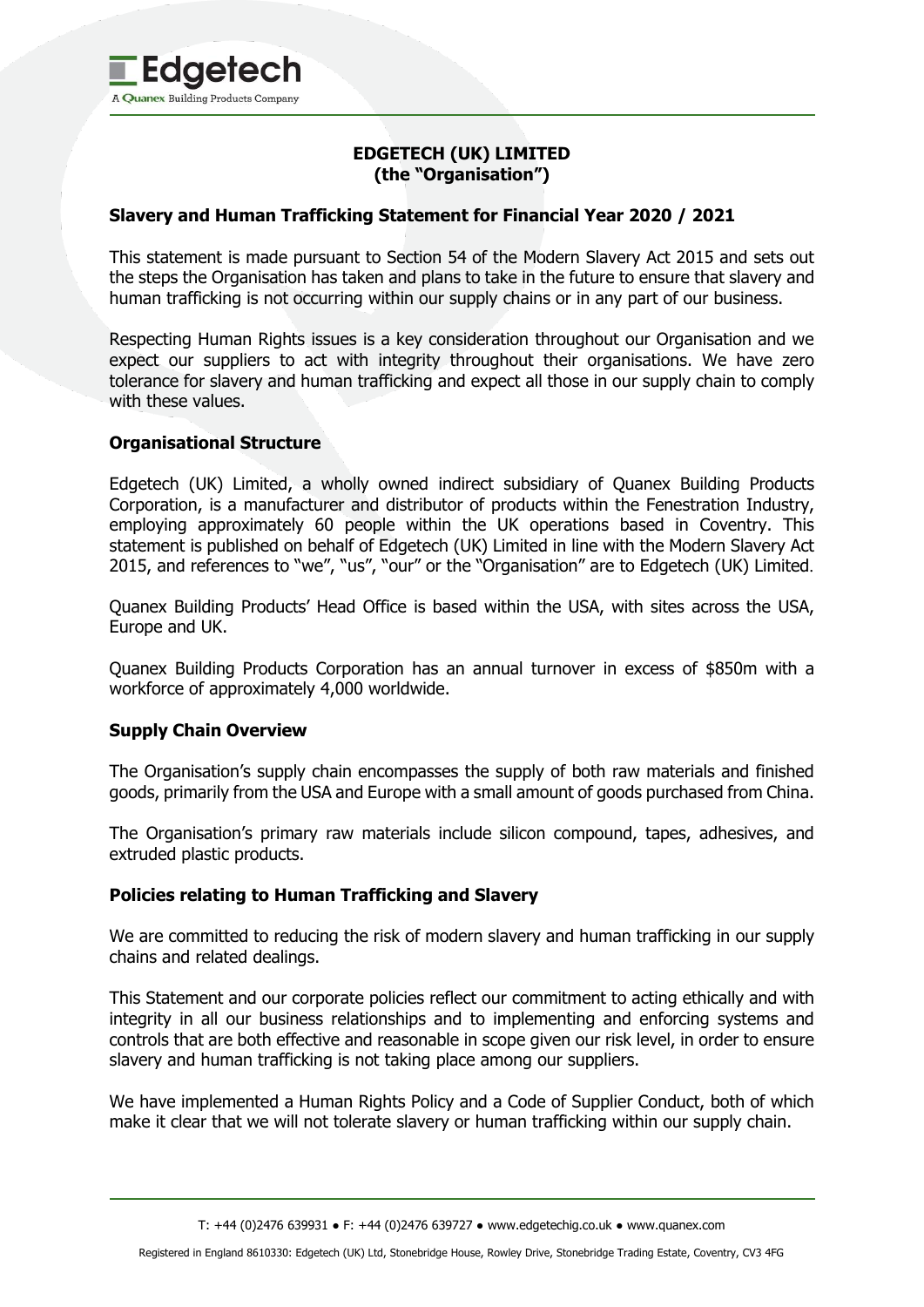**EDGETECH (UK) LIMITED**
**(the "Organisation")**

## Slavery and Human Trafficking Statement for Financial Year 2020 / 2021

This statement is made pursuant to Section 54 of the Modern Slavery Act 2015 and sets out the steps the Organisation has taken and plans to take in the future to ensure that slavery and human trafficking is not occurring within our supply chains or in any part of our business.

Respecting Human Rights issues is a key consideration throughout our Organisation and we expect our suppliers to act with integrity throughout their organisations. We have zero tolerance for slavery and human trafficking and expect all those in our supply chain to comply with these values.

### Organisational Structure

Edgetech (UK) Limited, a wholly owned indirect subsidiary of Quanex Building Products Corporation, is a manufacturer and distributor of products within the Fenestration Industry, employing approximately 60 people within the UK operations based in Coventry. This statement is published on behalf of Edgetech (UK) Limited in line with the Modern Slavery Act 2015, and references to "we", "us", "our" or the "Organisation" are to Edgetech (UK) Limited.

Quanex Building Products' Head Office is based within the USA, with sites across the USA, Europe and UK.

Quanex Building Products Corporation has an annual turnover in excess of $850m with a workforce of approximately 4,000 worldwide.

### Supply Chain Overview

The Organisation's supply chain encompasses the supply of both raw materials and finished goods, primarily from the USA and Europe with a small amount of goods purchased from China.

The Organisation's primary raw materials include silicon compound, tapes, adhesives, and extruded plastic products.

### Policies relating to Human Trafficking and Slavery

We are committed to reducing the risk of modern slavery and human trafficking in our supply chains and related dealings.

This Statement and our corporate policies reflect our commitment to acting ethically and with integrity in all our business relationships and to implementing and enforcing systems and controls that are both effective and reasonable in scope given our risk level, in order to ensure slavery and human trafficking is not taking place among our suppliers.

We have implemented a Human Rights Policy and a Code of Supplier Conduct, both of which make it clear that we will not tolerate slavery or human trafficking within our supply chain.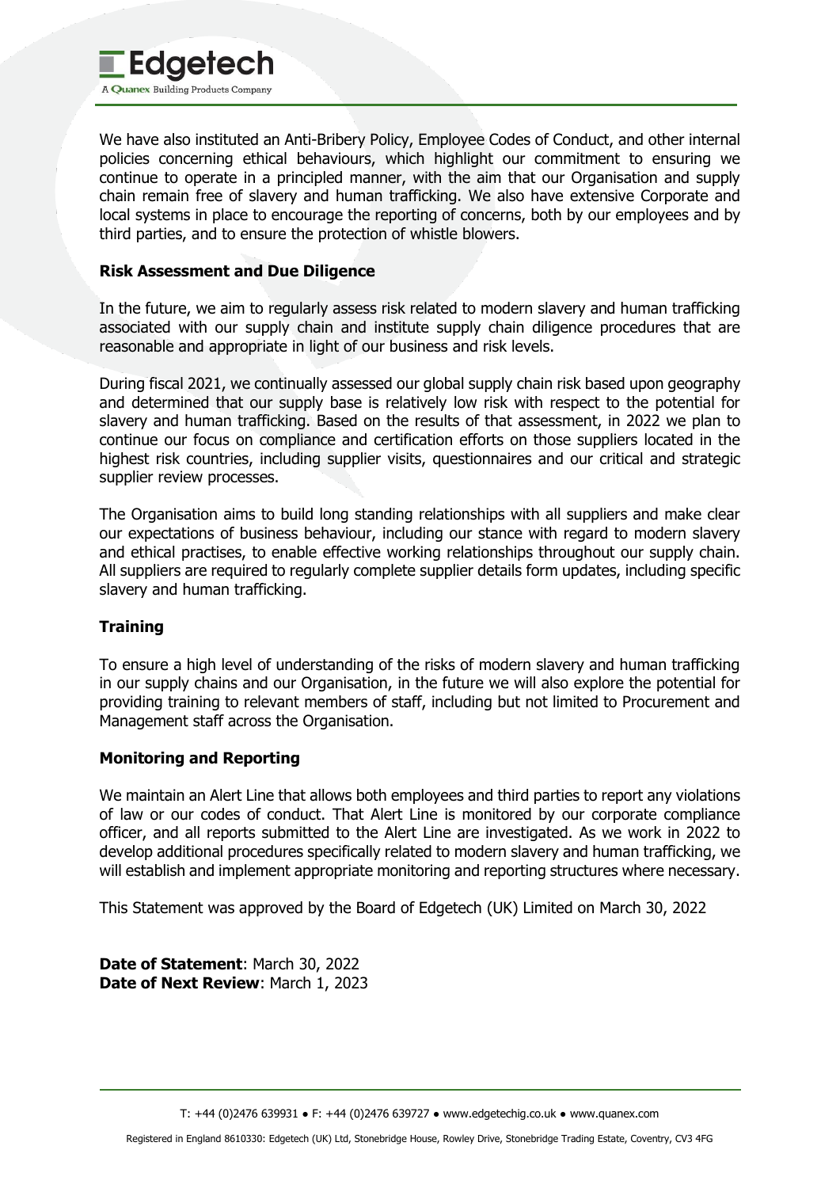We have also instituted an Anti-Bribery Policy, Employee Codes of Conduct, and other internal policies concerning ethical behaviours, which highlight our commitment to ensuring we continue to operate in a principled manner, with the aim that our Organisation and supply chain remain free of slavery and human trafficking. We also have extensive Corporate and local systems in place to encourage the reporting of concerns, both by our employees and by third parties, and to ensure the protection of whistle blowers.

**Risk Assessment and Due Diligence**

In the future, we aim to regularly assess risk related to modern slavery and human trafficking associated with our supply chain and institute supply chain diligence procedures that are reasonable and appropriate in light of our business and risk levels.

During fiscal 2021, we continually assessed our global supply chain risk based upon geography and determined that our supply base is relatively low risk with respect to the potential for slavery and human trafficking. Based on the results of that assessment, in 2022 we plan to continue our focus on compliance and certification efforts on those suppliers located in the highest risk countries, including supplier visits, questionnaires and our critical and strategic supplier review processes.

The Organisation aims to build long standing relationships with all suppliers and make clear our expectations of business behaviour, including our stance with regard to modern slavery and ethical practises, to enable effective working relationships throughout our supply chain. All suppliers are required to regularly complete supplier details form updates, including specific slavery and human trafficking.

**Training**

To ensure a high level of understanding of the risks of modern slavery and human trafficking in our supply chains and our Organisation, in the future we will also explore the potential for providing training to relevant members of staff, including but not limited to Procurement and Management staff across the Organisation.

**Monitoring and Reporting**

We maintain an Alert Line that allows both employees and third parties to report any violations of law or our codes of conduct. That Alert Line is monitored by our corporate compliance officer, and all reports submitted to the Alert Line are investigated. As we work in 2022 to develop additional procedures specifically related to modern slavery and human trafficking, we will establish and implement appropriate monitoring and reporting structures where necessary.

This Statement was approved by the Board of Edgetech (UK) Limited on March 30, 2022

**Date of Statement**: March 30, 2022
**Date of Next Review**: March 1, 2023